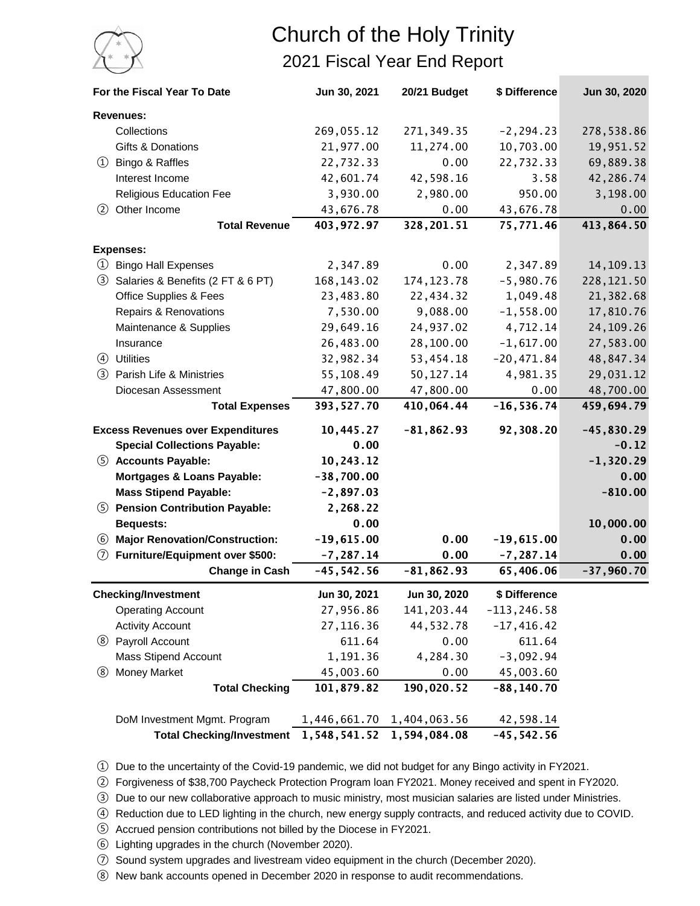# Church of the Holy Trinity

## 2021 Fiscal Year End Report

| For the Fiscal Year To Date | Jun 30, 2021 | 20/21 Budget | $ Difference | Jun 30, 2020 |
|---|---|---|---|---|
| **Revenues:** | | | | |
| Collections | 269,055.12 | 271,349.35 | -2,294.23 | 278,538.86 |
| Gifts & Donations | 21,977.00 | 11,274.00 | 10,703.00 | 19,951.52 |
| ① Bingo & Raffles | 22,732.33 | 0.00 | 22,732.33 | 69,889.38 |
| Interest Income | 42,601.74 | 42,598.16 | 3.58 | 42,286.74 |
| Religious Education Fee | 3,930.00 | 2,980.00 | 950.00 | 3,198.00 |
| ② Other Income | 43,676.78 | 0.00 | 43,676.78 | 0.00 |
| **Total Revenue** | **403,972.97** | **328,201.51** | **75,771.46** | **413,864.50** |
| **Expenses:** | | | | |
| ① Bingo Hall Expenses | 2,347.89 | 0.00 | 2,347.89 | 14,109.13 |
| ③ Salaries & Benefits (2 FT & 6 PT) | 168,143.02 | 174,123.78 | -5,980.76 | 228,121.50 |
| Office Supplies & Fees | 23,483.80 | 22,434.32 | 1,049.48 | 21,382.68 |
| Repairs & Renovations | 7,530.00 | 9,088.00 | -1,558.00 | 17,810.76 |
| Maintenance & Supplies | 29,649.16 | 24,937.02 | 4,712.14 | 24,109.26 |
| Insurance | 26,483.00 | 28,100.00 | -1,617.00 | 27,583.00 |
| ④ Utilities | 32,982.34 | 53,454.18 | -20,471.84 | 48,847.34 |
| ③ Parish Life & Ministries | 55,108.49 | 50,127.14 | 4,981.35 | 29,031.12 |
| Diocesan Assessment | 47,800.00 | 47,800.00 | 0.00 | 48,700.00 |
| **Total Expenses** | **393,527.70** | **410,064.44** | **-16,536.74** | **459,694.79** |
| **Excess Revenues over Expenditures** | **10,445.27** | **-81,862.93** | **92,308.20** | **-45,830.29** |
| **Special Collections Payable:** | **0.00** | | | **-0.12** |
| ⑤ **Accounts Payable:** | **10,243.12** | | | **-1,320.29** |
| **Mortgages & Loans Payable:** | **-38,700.00** | | | **0.00** |
| **Mass Stipend Payable:** | **-2,897.03** | | | **-810.00** |
| ⑤ **Pension Contribution Payable:** | **2,268.22** | | | |
| **Bequests:** | **0.00** | | | **10,000.00** |
| ⑥ **Major Renovation/Construction:** | **-19,615.00** | **0.00** | **-19,615.00** | **0.00** |
| ⑦ **Furniture/Equipment over $500:** | **-7,287.14** | **0.00** | **-7,287.14** | **0.00** |
| **Change in Cash** | **-45,542.56** | **-81,862.93** | **65,406.06** | **-37,960.70** |

| Checking/Investment | Jun 30, 2021 | Jun 30, 2020 | $ Difference |
|---|---|---|---|
| Operating Account | 27,956.86 | 141,203.44 | -113,246.58 |
| Activity Account | 27,116.36 | 44,532.78 | -17,416.42 |
| ⑧ Payroll Account | 611.64 | 0.00 | 611.64 |
| Mass Stipend Account | 1,191.36 | 4,284.30 | -3,092.94 |
| ⑧ Money Market | 45,003.60 | 0.00 | 45,003.60 |
| **Total Checking** | **101,879.82** | **190,020.52** | **-88,140.70** |
| DoM Investment Mgmt. Program | 1,446,661.70 | 1,404,063.56 | 42,598.14 |
| **Total Checking/Investment** | **1,548,541.52** | **1,594,084.08** | **-45,542.56** |

① Due to the uncertainty of the Covid-19 pandemic, we did not budget for any Bingo activity in FY2021.

② Forgiveness of $38,700 Paycheck Protection Program loan FY2021. Money received and spent in FY2020.

③ Due to our new collaborative approach to music ministry, most musician salaries are listed under Ministries.

④ Reduction due to LED lighting in the church, new energy supply contracts, and reduced activity due to COVID.

⑤ Accrued pension contributions not billed by the Diocese in FY2021.

⑥ Lighting upgrades in the church (November 2020).

⑦ Sound system upgrades and livestream video equipment in the church (December 2020).

⑧ New bank accounts opened in December 2020 in response to audit recommendations.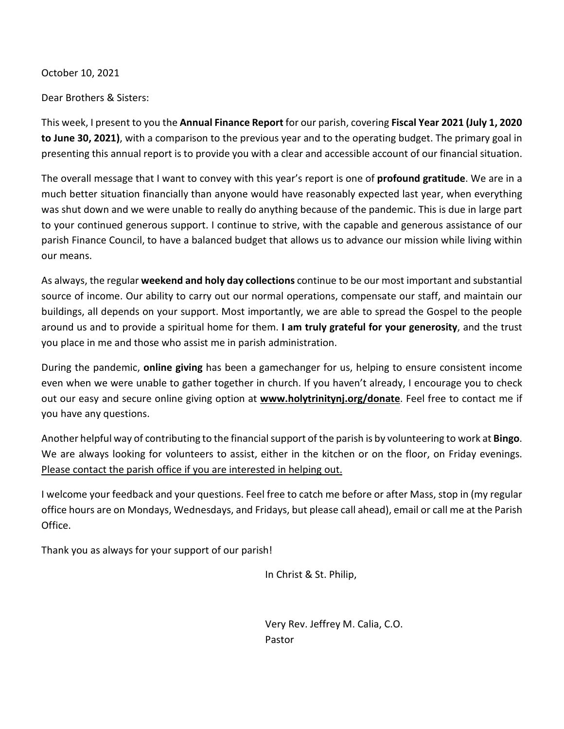October 10, 2021

Dear Brothers & Sisters:

This week, I present to you the **Annual Finance Report** for our parish, covering **Fiscal Year 2021 (July 1, 2020 to June 30, 2021)**, with a comparison to the previous year and to the operating budget. The primary goal in presenting this annual report is to provide you with a clear and accessible account of our financial situation.

The overall message that I want to convey with this year's report is one of **profound gratitude**. We are in a much better situation financially than anyone would have reasonably expected last year, when everything was shut down and we were unable to really do anything because of the pandemic. This is due in large part to your continued generous support. I continue to strive, with the capable and generous assistance of our parish Finance Council, to have a balanced budget that allows us to advance our mission while living within our means.

As always, the regular **weekend and holy day collections** continue to be our most important and substantial source of income. Our ability to carry out our normal operations, compensate our staff, and maintain our buildings, all depends on your support. Most importantly, we are able to spread the Gospel to the people around us and to provide a spiritual home for them. **I am truly grateful for your generosity**, and the trust you place in me and those who assist me in parish administration.

During the pandemic, **online giving** has been a gamechanger for us, helping to ensure consistent income even when we were unable to gather together in church. If you haven't already, I encourage you to check out our easy and secure online giving option at **www.holytrinitynj.org/donate**. Feel free to contact me if you have any questions.

Another helpful way of contributing to the financial support of the parish is by volunteering to work at **Bingo**. We are always looking for volunteers to assist, either in the kitchen or on the floor, on Friday evenings. Please contact the parish office if you are interested in helping out.

I welcome your feedback and your questions. Feel free to catch me before or after Mass, stop in (my regular office hours are on Mondays, Wednesdays, and Fridays, but please call ahead), email or call me at the Parish Office.

Thank you as always for your support of our parish!

In Christ & St. Philip,

Very Rev. Jeffrey M. Calia, C.O.
Pastor